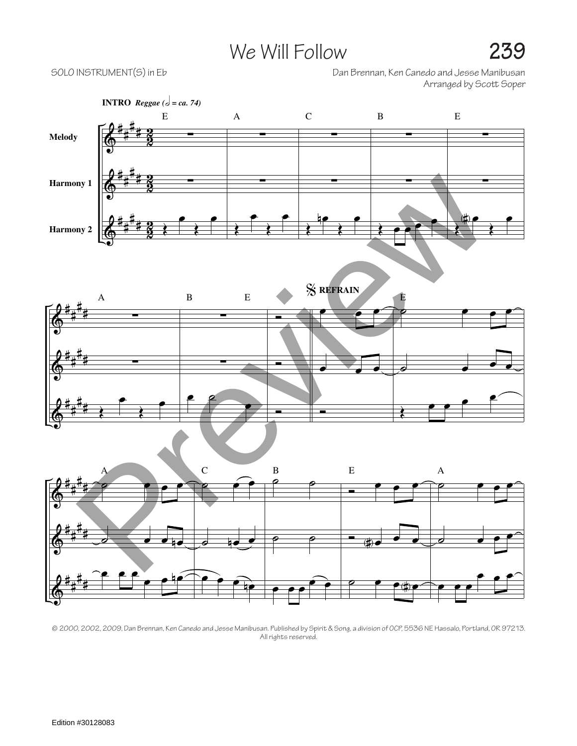# We Will Follow

SOLO INSTRUMENT(S) in Eb

Dan Brennan, Ken Canedo and Jesse Manibusan
Arranged by Scott Soper

© 2000, 2002, 2009, Dan Brennan, Ken Canedo and Jesse Manibusan. Published by Spirit & Song, a division of OCP, 5536 NE Hassalo, Portland, OR 97213. All rights reserved.

Edition #30128083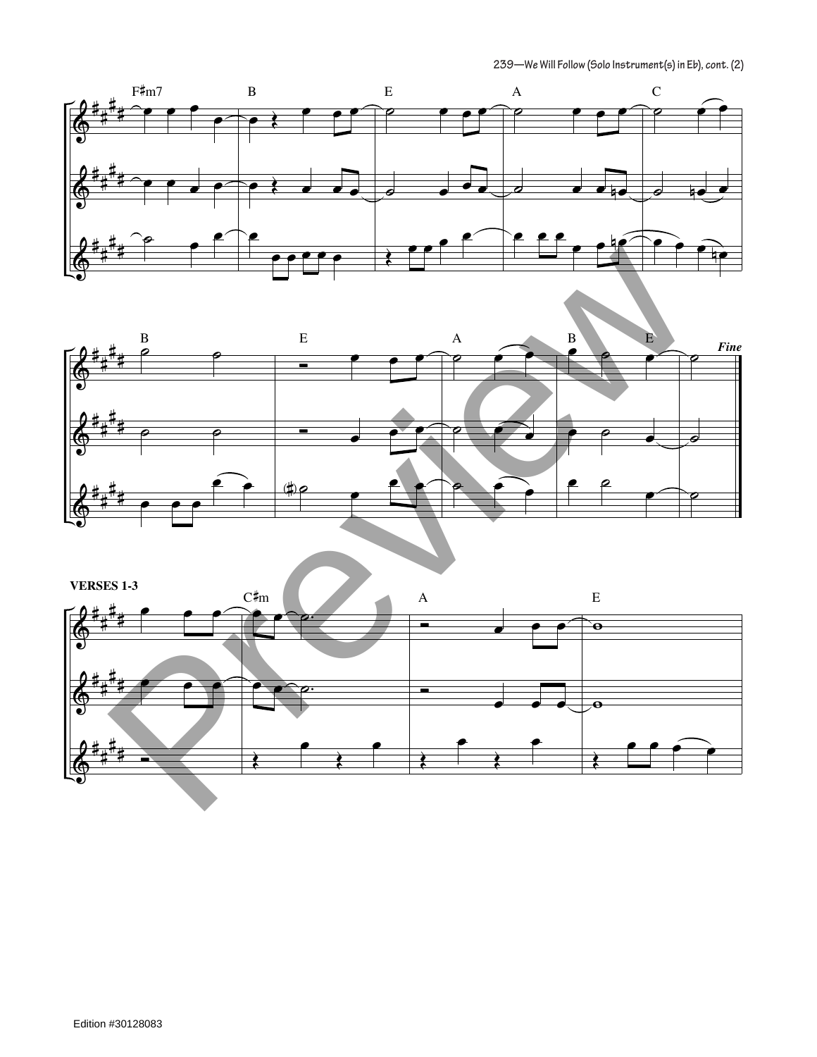F♯m7 B E A C

B E A B E *Fine*

**VERSES 1-3**

C♯m A E

Edition #30128083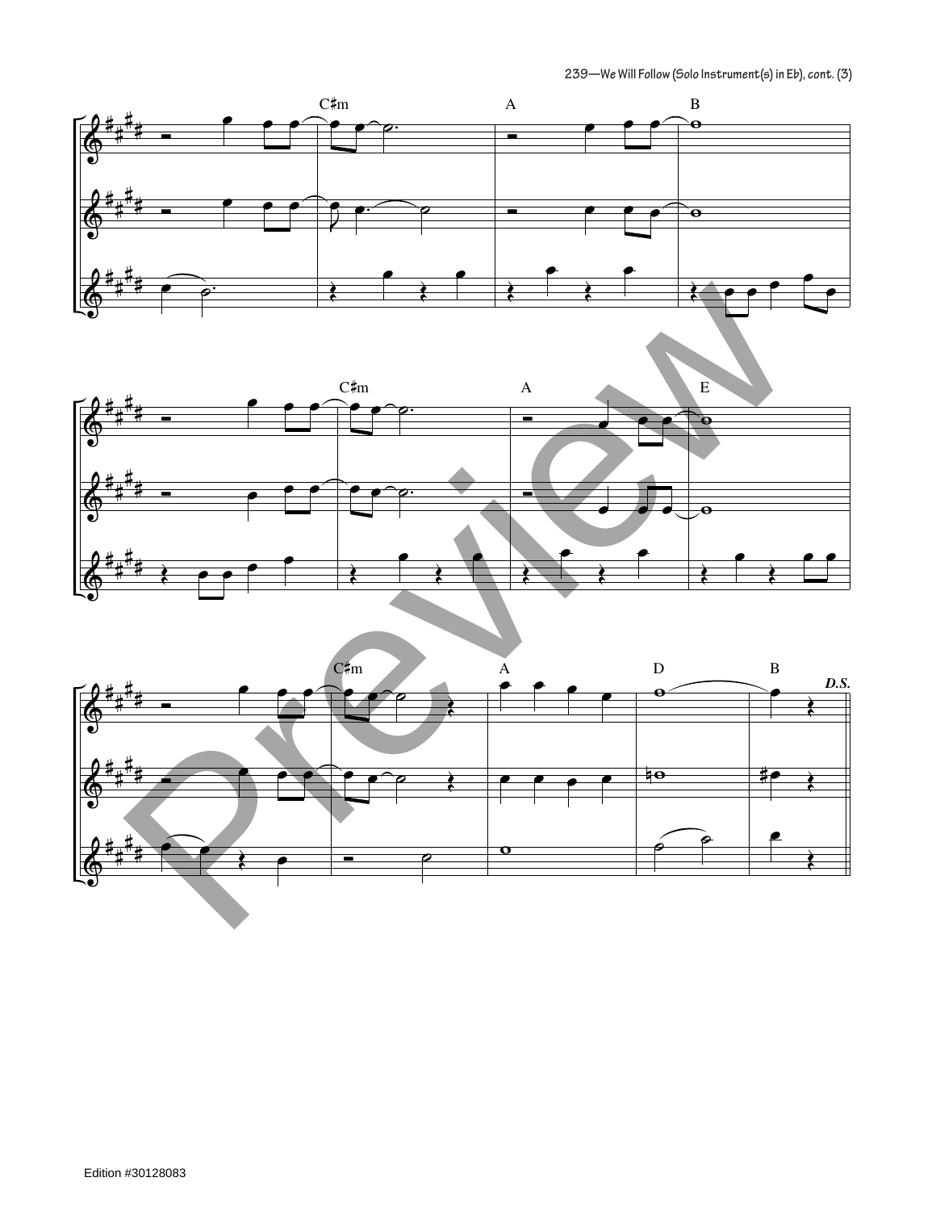C♯m A B

C♯m A E

C♯m A D B *D.S.*